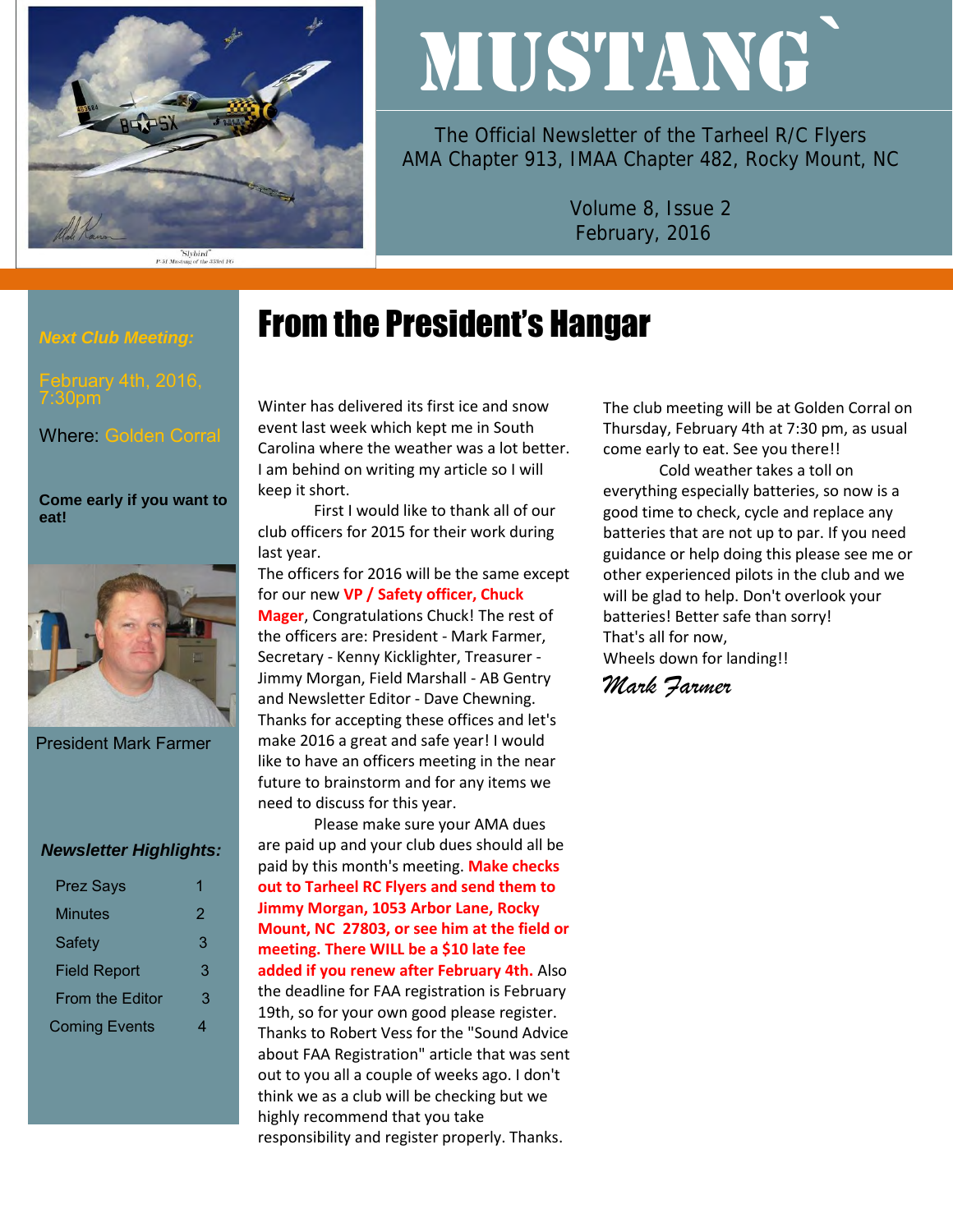# MUSTANG

The Official Newsletter of the Tarheel R/C Flyers
AMA Chapter 913, IMAA Chapter 482, Rocky Mount, NC

Volume 8, Issue 2
February, 2016

***Next Club Meeting:***

February 4th, 2016, 7:30pm

Where: Golden Corral

**Come early if you want to eat!**

President Mark Farmer

***Newsletter Highlights:***

| | |
|---|---|
| Prez Says | 1 |
| Minutes | 2 |
| Safety | 3 |
| Field Report | 3 |
| From the Editor | 3 |
| Coming Events | 4 |

## From the President's Hangar

Winter has delivered its first ice and snow event last week which kept me in South Carolina where the weather was a lot better. I am behind on writing my article so I will keep it short.

First I would like to thank all of our club officers for 2015 for their work during last year.

The officers for 2016 will be the same except for our new **VP / Safety officer, Chuck Mager**, Congratulations Chuck! The rest of the officers are: President - Mark Farmer, Secretary - Kenny Kicklighter, Treasurer - Jimmy Morgan, Field Marshall - AB Gentry and Newsletter Editor - Dave Chewning. Thanks for accepting these offices and let's make 2016 a great and safe year! I would like to have an officers meeting in the near future to brainstorm and for any items we need to discuss for this year.

Please make sure your AMA dues are paid up and your club dues should all be paid by this month's meeting. **Make checks out to Tarheel RC Flyers and send them to Jimmy Morgan, 1053 Arbor Lane, Rocky Mount, NC 27803, or see him at the field or meeting. There WILL be a $10 late fee added if you renew after February 4th.** Also the deadline for FAA registration is February 19th, so for your own good please register. Thanks to Robert Vess for the "Sound Advice about FAA Registration" article that was sent out to you all a couple of weeks ago. I don't think we as a club will be checking but we highly recommend that you take responsibility and register properly. Thanks.

The club meeting will be at Golden Corral on Thursday, February 4th at 7:30 pm, as usual come early to eat. See you there!!

Cold weather takes a toll on everything especially batteries, so now is a good time to check, cycle and replace any batteries that are not up to par. If you need guidance or help doing this please see me or other experienced pilots in the club and we will be glad to help. Don't overlook your batteries! Better safe than sorry!

That's all for now,

Wheels down for landing!!

*Mark Farmer*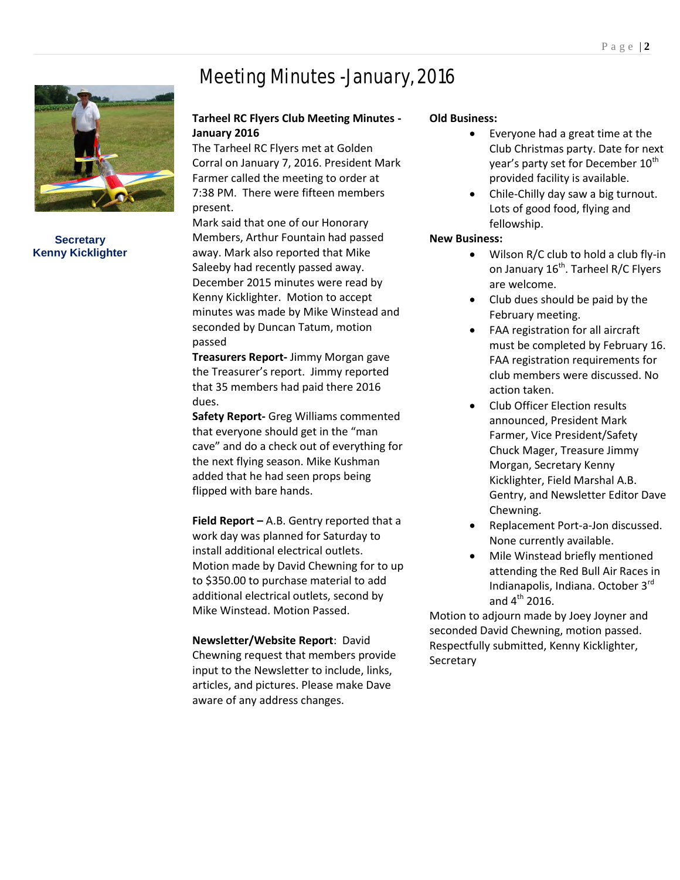# Meeting Minutes - January, 2016

**Secretary**
**Kenny Kicklighter**

**Tarheel RC Flyers Club Meeting Minutes - January 2016**

The Tarheel RC Flyers met at Golden Corral on January 7, 2016. President Mark Farmer called the meeting to order at 7:38 PM. There were fifteen members present.

Mark said that one of our Honorary Members, Arthur Fountain had passed away. Mark also reported that Mike Saleeby had recently passed away.

December 2015 minutes were read by Kenny Kicklighter. Motion to accept minutes was made by Mike Winstead and seconded by Duncan Tatum, motion passed

**Treasurers Report-** Jimmy Morgan gave the Treasurer's report. Jimmy reported that 35 members had paid there 2016 dues.

**Safety Report-** Greg Williams commented that everyone should get in the "man cave" and do a check out of everything for the next flying season. Mike Kushman added that he had seen props being flipped with bare hands.

**Field Report –** A.B. Gentry reported that a work day was planned for Saturday to install additional electrical outlets. Motion made by David Chewning for to up to $350.00 to purchase material to add additional electrical outlets, second by Mike Winstead. Motion Passed.

**Newsletter/Website Report**: David Chewning request that members provide input to the Newsletter to include, links, articles, and pictures. Please make Dave aware of any address changes.

**Old Business:**

- Everyone had a great time at the Club Christmas party. Date for next year's party set for December 10th provided facility is available.
- Chile-Chilly day saw a big turnout. Lots of good food, flying and fellowship.

**New Business:**

- Wilson R/C club to hold a club fly-in on January 16th. Tarheel R/C Flyers are welcome.
- Club dues should be paid by the February meeting.
- FAA registration for all aircraft must be completed by February 16. FAA registration requirements for club members were discussed. No action taken.
- Club Officer Election results announced, President Mark Farmer, Vice President/Safety Chuck Mager, Treasure Jimmy Morgan, Secretary Kenny Kicklighter, Field Marshal A.B. Gentry, and Newsletter Editor Dave Chewning.
- Replacement Port-a-Jon discussed. None currently available.
- Mile Winstead briefly mentioned attending the Red Bull Air Races in Indianapolis, Indiana. October 3rd and 4th 2016.

Motion to adjourn made by Joey Joyner and seconded David Chewning, motion passed.

Respectfully submitted, Kenny Kicklighter, Secretary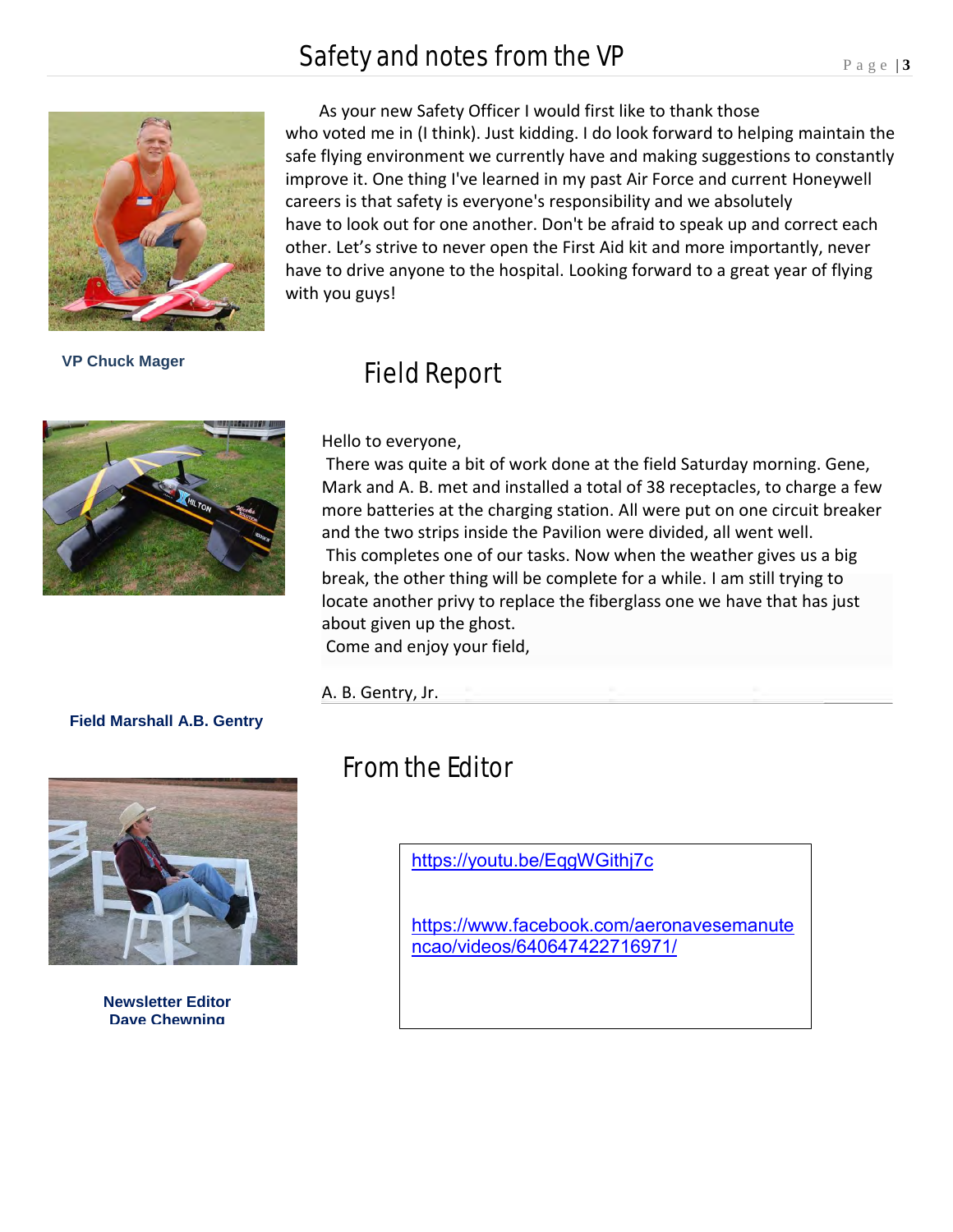# Safety and notes from the VP

As your new Safety Officer I would first like to thank those who voted me in (I think). Just kidding. I do look forward to helping maintain the safe flying environment we currently have and making suggestions to constantly improve it. One thing I've learned in my past Air Force and current Honeywell careers is that safety is everyone's responsibility and we absolutely have to look out for one another. Don't be afraid to speak up and correct each other. Let's strive to never open the First Aid kit and more importantly, never have to drive anyone to the hospital. Looking forward to a great year of flying with you guys!

**VP Chuck Mager**

# Field Report

Hello to everyone,

There was quite a bit of work done at the field Saturday morning. Gene, Mark and A. B. met and installed a total of 38 receptacles, to charge a few more batteries at the charging station. All were put on one circuit breaker and the two strips inside the Pavilion were divided, all went well.

This completes one of our tasks. Now when the weather gives us a big break, the other thing will be complete for a while. I am still trying to locate another privy to replace the fiberglass one we have that has just about given up the ghost.

Come and enjoy your field,

A. B. Gentry, Jr.

**Field Marshall A.B. Gentry**

# From the Editor

https://youtu.be/EqgWGithj7c

https://www.facebook.com/aeronavesemanutencao/videos/640647422716971/

**Newsletter Editor Dave Chewning**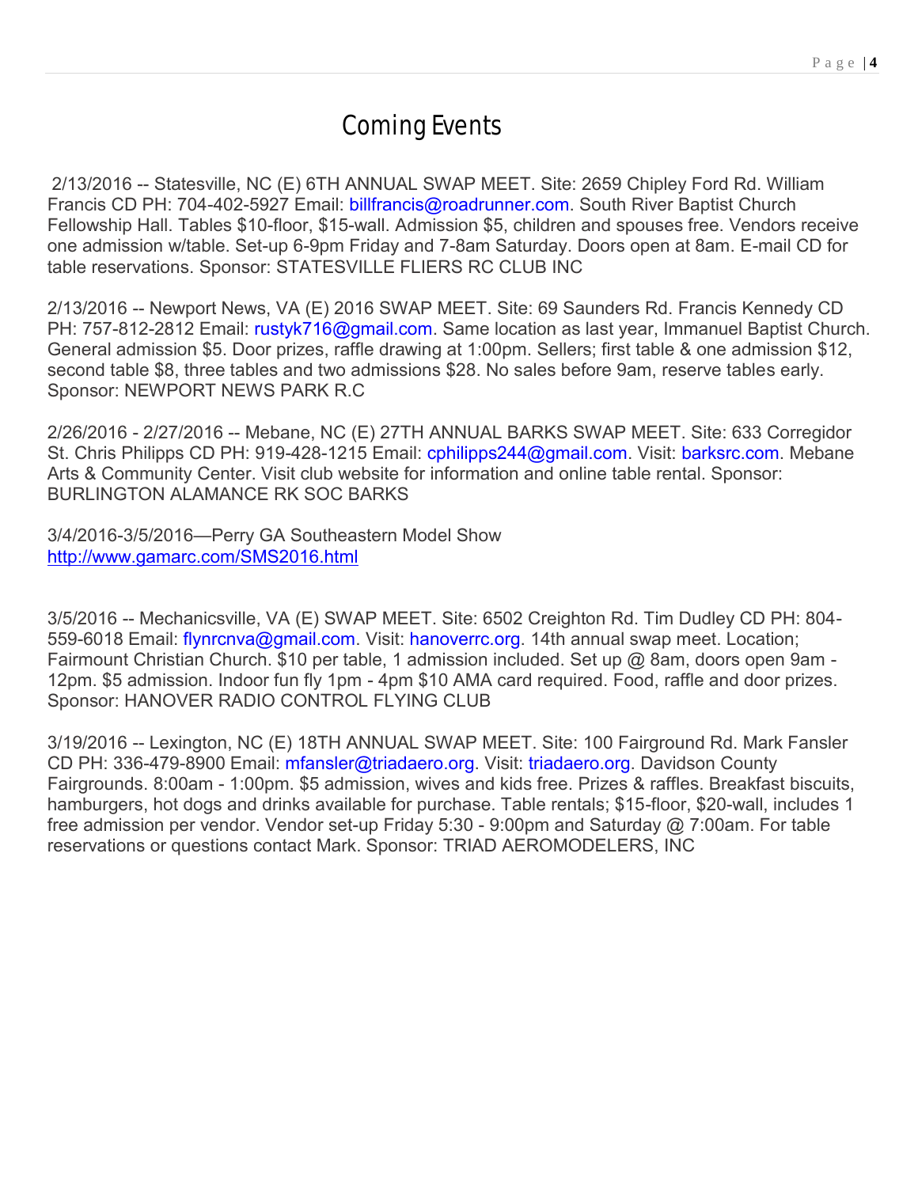# Coming Events

2/13/2016 -- Statesville, NC (E) 6TH ANNUAL SWAP MEET. Site: 2659 Chipley Ford Rd. William Francis CD PH: 704-402-5927 Email: billfrancis@roadrunner.com. South River Baptist Church Fellowship Hall. Tables $10-floor, $15-wall. Admission $5, children and spouses free. Vendors receive one admission w/table. Set-up 6-9pm Friday and 7-8am Saturday. Doors open at 8am. E-mail CD for table reservations. Sponsor: STATESVILLE FLIERS RC CLUB INC

2/13/2016 -- Newport News, VA (E) 2016 SWAP MEET. Site: 69 Saunders Rd. Francis Kennedy CD PH: 757-812-2812 Email: rustyk716@gmail.com. Same location as last year, Immanuel Baptist Church. General admission $5. Door prizes, raffle drawing at 1:00pm. Sellers; first table & one admission $12, second table $8, three tables and two admissions $28. No sales before 9am, reserve tables early. Sponsor: NEWPORT NEWS PARK R.C

2/26/2016 - 2/27/2016 -- Mebane, NC (E) 27TH ANNUAL BARKS SWAP MEET. Site: 633 Corregidor St. Chris Philipps CD PH: 919-428-1215 Email: cphilipps244@gmail.com. Visit: barksrc.com. Mebane Arts & Community Center. Visit club website for information and online table rental. Sponsor: BURLINGTON ALAMANCE RK SOC BARKS

3/4/2016-3/5/2016—Perry GA Southeastern Model Show
http://www.gamarc.com/SMS2016.html

3/5/2016 -- Mechanicsville, VA (E) SWAP MEET. Site: 6502 Creighton Rd. Tim Dudley CD PH: 804-559-6018 Email: flynrcnva@gmail.com. Visit: hanoverrc.org. 14th annual swap meet. Location; Fairmount Christian Church. $10 per table, 1 admission included. Set up @ 8am, doors open 9am - 12pm. $5 admission. Indoor fun fly 1pm - 4pm $10 AMA card required. Food, raffle and door prizes. Sponsor: HANOVER RADIO CONTROL FLYING CLUB

3/19/2016 -- Lexington, NC (E) 18TH ANNUAL SWAP MEET. Site: 100 Fairground Rd. Mark Fansler CD PH: 336-479-8900 Email: mfansler@triadaero.org. Visit: triadaero.org. Davidson County Fairgrounds. 8:00am - 1:00pm. $5 admission, wives and kids free. Prizes & raffles. Breakfast biscuits, hamburgers, hot dogs and drinks available for purchase. Table rentals; $15-floor, $20-wall, includes 1 free admission per vendor. Vendor set-up Friday 5:30 - 9:00pm and Saturday @ 7:00am. For table reservations or questions contact Mark. Sponsor: TRIAD AEROMODELERS, INC